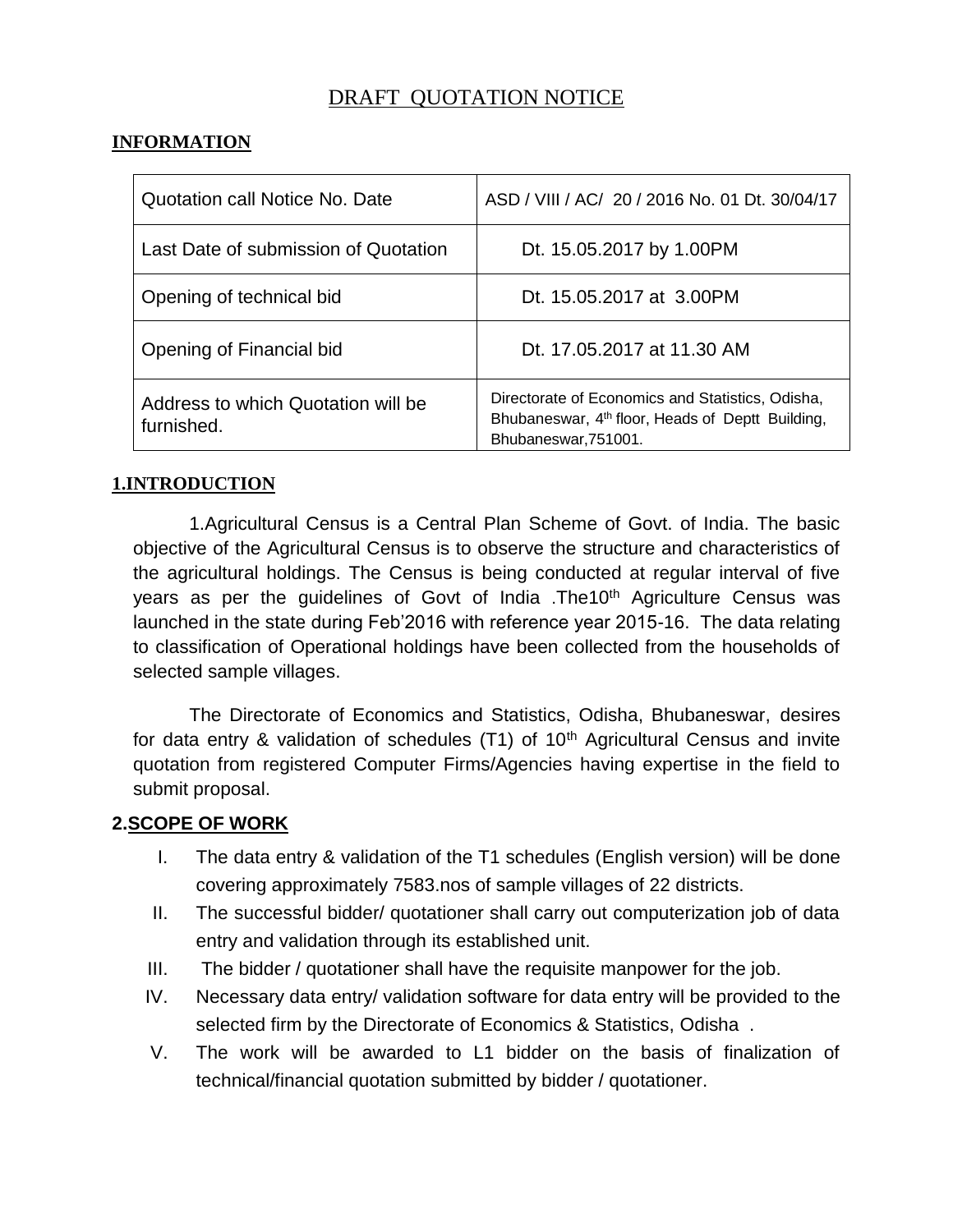# DRAFT QUOTATION NOTICE

## INFORMATION

| Quotation call Notice No. Date | ASD / VIII / AC/ 20 / 2016 No. 01 Dt. 30/04/17 |
|---|---|
| Last Date of submission of Quotation | Dt. 15.05.2017 by 1.00PM |
| Opening of technical bid | Dt. 15.05.2017 at 3.00PM |
| Opening of Financial bid | Dt. 17.05.2017 at 11.30 AM |
| Address to which Quotation will be furnished. | Directorate of Economics and Statistics, Odisha, Bhubaneswar, 4th floor, Heads of Deptt Building, Bhubaneswar,751001. |

## 1.INTRODUCTION

1.Agricultural Census is a Central Plan Scheme of Govt. of India. The basic objective of the Agricultural Census is to observe the structure and characteristics of the agricultural holdings. The Census is being conducted at regular interval of five years as per the guidelines of Govt of India .The10th Agriculture Census was launched in the state during Feb'2016 with reference year 2015-16. The data relating to classification of Operational holdings have been collected from the households of selected sample villages.

The Directorate of Economics and Statistics, Odisha, Bhubaneswar, desires for data entry & validation of schedules (T1) of 10th Agricultural Census and invite quotation from registered Computer Firms/Agencies having expertise in the field to submit proposal.

## 2.SCOPE OF WORK

I. The data entry & validation of the T1 schedules (English version) will be done covering approximately 7583.nos of sample villages of 22 districts.

II. The successful bidder/ quotationer shall carry out computerization job of data entry and validation through its established unit.

III. The bidder / quotationer shall have the requisite manpower for the job.

IV. Necessary data entry/ validation software for data entry will be provided to the selected firm by the Directorate of Economics & Statistics, Odisha .

V. The work will be awarded to L1 bidder on the basis of finalization of technical/financial quotation submitted by bidder / quotationer.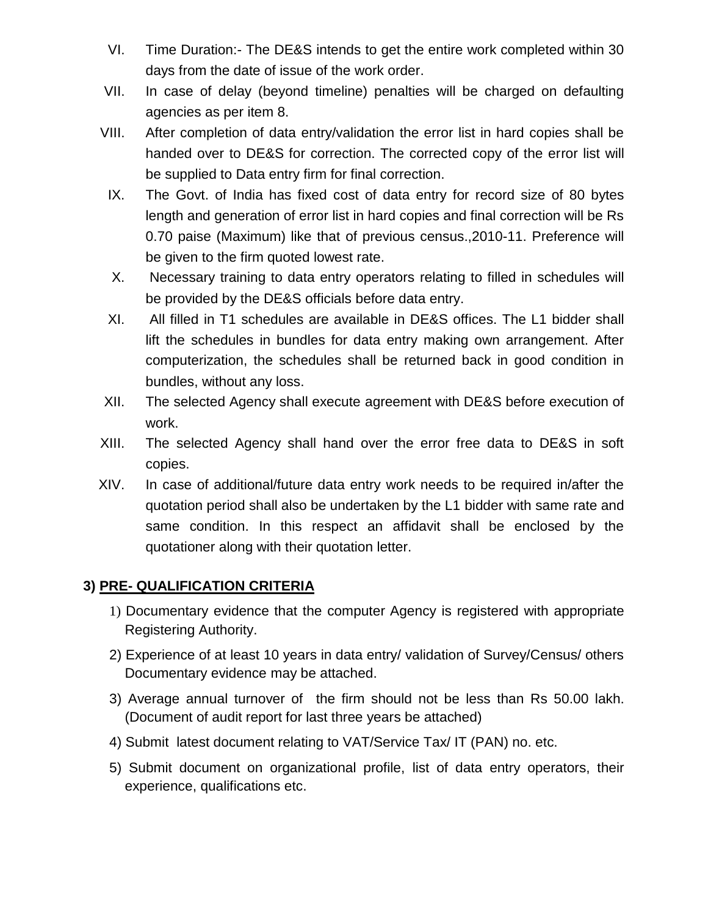VI. Time Duration:- The DE&S intends to get the entire work completed within 30 days from the date of issue of the work order.

VII. In case of delay (beyond timeline) penalties will be charged on defaulting agencies as per item 8.

VIII. After completion of data entry/validation the error list in hard copies shall be handed over to DE&S for correction. The corrected copy of the error list will be supplied to Data entry firm for final correction.

IX. The Govt. of India has fixed cost of data entry for record size of 80 bytes length and generation of error list in hard copies and final correction will be Rs 0.70 paise (Maximum) like that of previous census.,2010-11. Preference will be given to the firm quoted lowest rate.

X. Necessary training to data entry operators relating to filled in schedules will be provided by the DE&S officials before data entry.

XI. All filled in T1 schedules are available in DE&S offices. The L1 bidder shall lift the schedules in bundles for data entry making own arrangement. After computerization, the schedules shall be returned back in good condition in bundles, without any loss.

XII. The selected Agency shall execute agreement with DE&S before execution of work.

XIII. The selected Agency shall hand over the error free data to DE&S in soft copies.

XIV. In case of additional/future data entry work needs to be required in/after the quotation period shall also be undertaken by the L1 bidder with same rate and same condition. In this respect an affidavit shall be enclosed by the quotationer along with their quotation letter.

## 3) <u>PRE- QUALIFICATION CRITERIA</u>

1) Documentary evidence that the computer Agency is registered with appropriate Registering Authority.

2) Experience of at least 10 years in data entry/ validation of Survey/Census/ others Documentary evidence may be attached.

3) Average annual turnover of the firm should not be less than Rs 50.00 lakh. (Document of audit report for last three years be attached)

4) Submit latest document relating to VAT/Service Tax/ IT (PAN) no. etc.

5) Submit document on organizational profile, list of data entry operators, their experience, qualifications etc.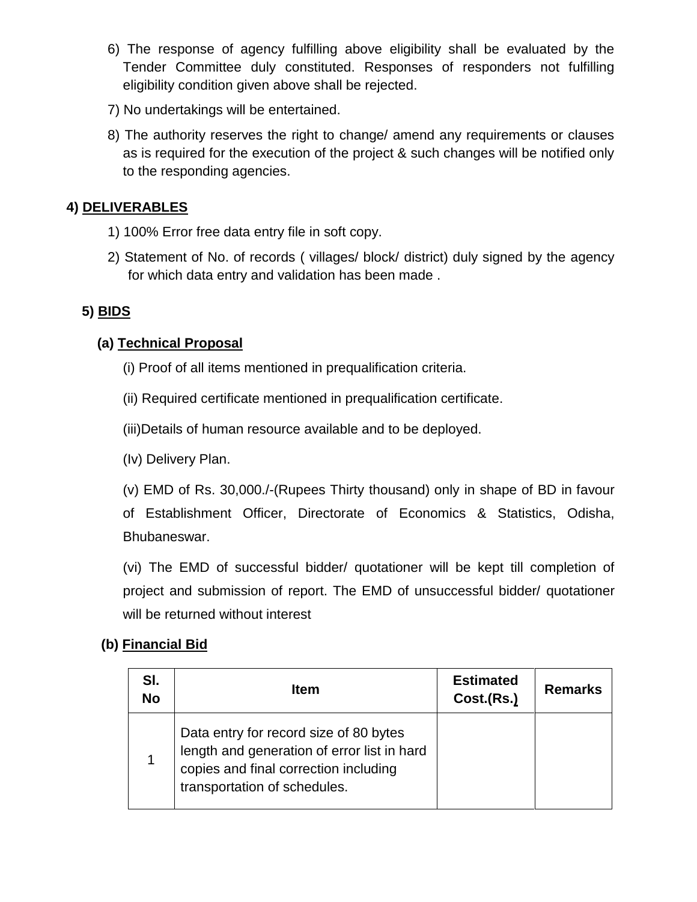6) The response of agency fulfilling above eligibility shall be evaluated by the Tender Committee duly constituted. Responses of responders not fulfilling eligibility condition given above shall be rejected.

7) No undertakings will be entertained.

8) The authority reserves the right to change/ amend any requirements or clauses as is required for the execution of the project & such changes will be notified only to the responding agencies.

## 4) DELIVERABLES

1) 100% Error free data entry file in soft copy.

2) Statement of No. of records ( villages/ block/ district) duly signed by the agency for which data entry and validation has been made .

## 5) BIDS

### (a) Technical Proposal

(i) Proof of all items mentioned in prequalification criteria.

(ii) Required certificate mentioned in prequalification certificate.

(iii)Details of human resource available and to be deployed.

(Iv) Delivery Plan.

(v) EMD of Rs. 30,000./-(Rupees Thirty thousand) only in shape of BD in favour of Establishment Officer, Directorate of Economics & Statistics, Odisha, Bhubaneswar.

(vi) The EMD of successful bidder/ quotationer will be kept till completion of project and submission of report. The EMD of unsuccessful bidder/ quotationer will be returned without interest

### (b) Financial Bid

| Sl. No | Item | Estimated Cost.(Rs.) | Remarks |
|---|---|---|---|
| 1 | Data entry for record size of 80 bytes length and generation of error list in hard copies and final correction including transportation of schedules. | | |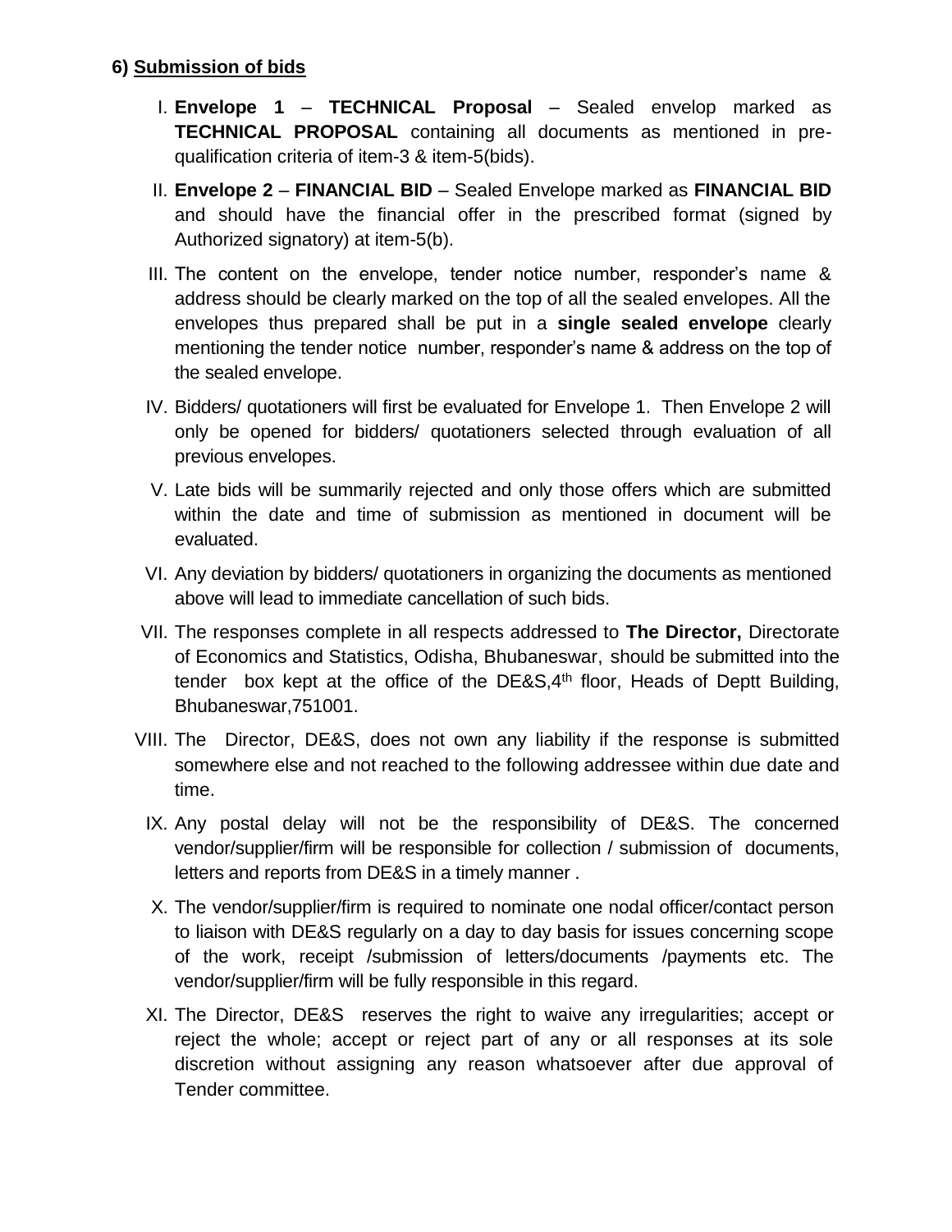**6) Submission of bids**

I. **Envelope 1** – **TECHNICAL Proposal** – Sealed envelop marked as **TECHNICAL PROPOSAL** containing all documents as mentioned in pre-qualification criteria of item-3 & item-5(bids).

II. **Envelope 2** – **FINANCIAL BID** – Sealed Envelope marked as **FINANCIAL BID** and should have the financial offer in the prescribed format (signed by Authorized signatory) at item-5(b).

III. The content on the envelope, tender notice number, responder's name & address should be clearly marked on the top of all the sealed envelopes. All the envelopes thus prepared shall be put in a **single sealed envelope** clearly mentioning the tender notice number, responder's name & address on the top of the sealed envelope.

IV. Bidders/ quotationers will first be evaluated for Envelope 1. Then Envelope 2 will only be opened for bidders/ quotationers selected through evaluation of all previous envelopes.

V. Late bids will be summarily rejected and only those offers which are submitted within the date and time of submission as mentioned in document will be evaluated.

VI. Any deviation by bidders/ quotationers in organizing the documents as mentioned above will lead to immediate cancellation of such bids.

VII. The responses complete in all respects addressed to **The Director,** Directorate of Economics and Statistics, Odisha, Bhubaneswar, should be submitted into the tender box kept at the office of the DE&S,4th floor, Heads of Deptt Building, Bhubaneswar,751001.

VIII. The Director, DE&S, does not own any liability if the response is submitted somewhere else and not reached to the following addressee within due date and time.

IX. Any postal delay will not be the responsibility of DE&S. The concerned vendor/supplier/firm will be responsible for collection / submission of documents, letters and reports from DE&S in a timely manner .

X. The vendor/supplier/firm is required to nominate one nodal officer/contact person to liaison with DE&S regularly on a day to day basis for issues concerning scope of the work, receipt /submission of letters/documents /payments etc. The vendor/supplier/firm will be fully responsible in this regard.

XI. The Director, DE&S reserves the right to waive any irregularities; accept or reject the whole; accept or reject part of any or all responses at its sole discretion without assigning any reason whatsoever after due approval of Tender committee.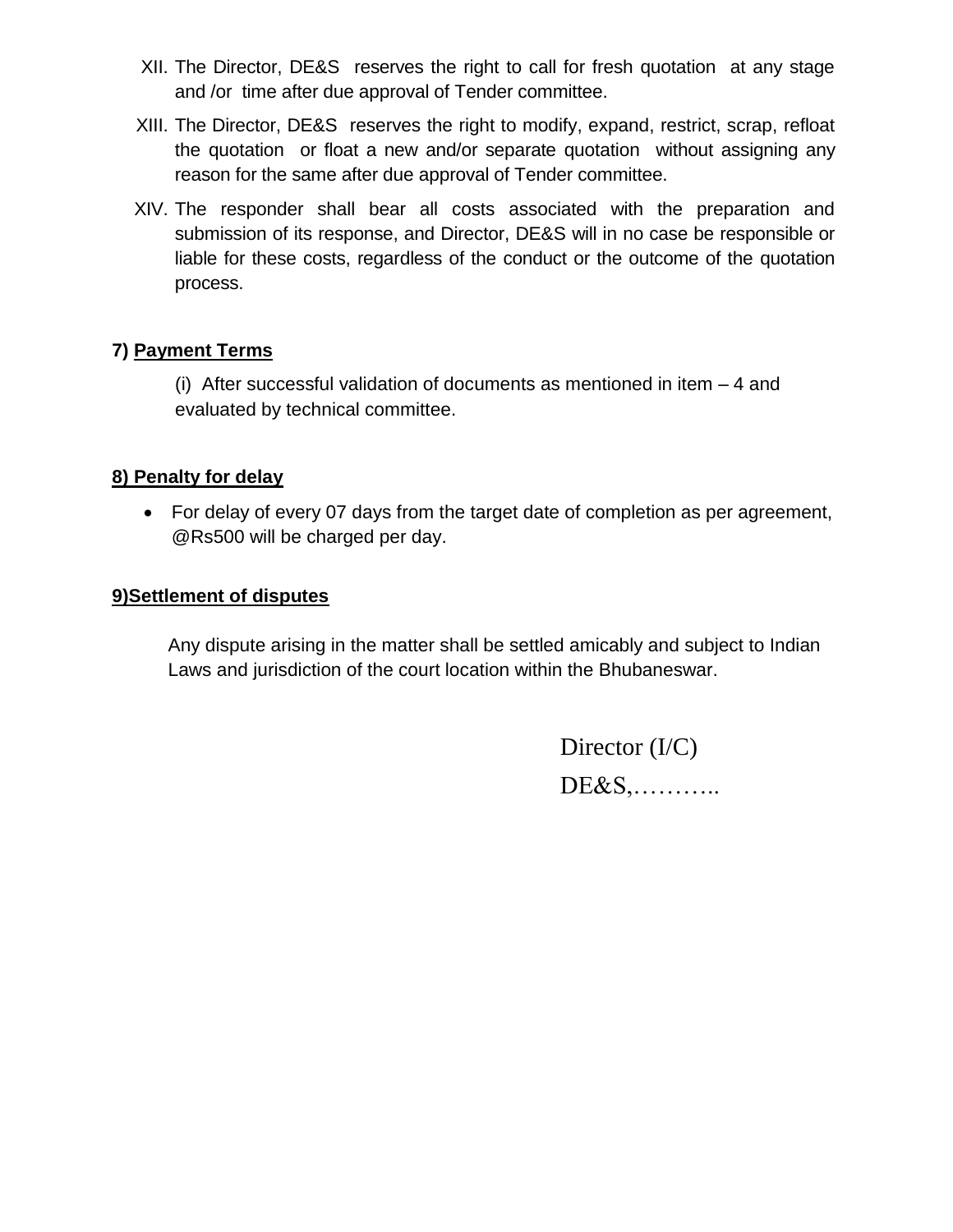XII. The Director, DE&S reserves the right to call for fresh quotation at any stage and /or time after due approval of Tender committee.

XIII. The Director, DE&S reserves the right to modify, expand, restrict, scrap, refloat the quotation or float a new and/or separate quotation without assigning any reason for the same after due approval of Tender committee.

XIV. The responder shall bear all costs associated with the preparation and submission of its response, and Director, DE&S will in no case be responsible or liable for these costs, regardless of the conduct or the outcome of the quotation process.

**7) <u>Payment Terms</u>**

(i) After successful validation of documents as mentioned in item – 4 and evaluated by technical committee.

**<u>8) Penalty for delay</u>**

- For delay of every 07 days from the target date of completion as per agreement, @Rs500 will be charged per day.

**<u>9)Settlement of disputes</u>**

Any dispute arising in the matter shall be settled amicably and subject to Indian Laws and jurisdiction of the court location within the Bhubaneswar.

Director (I/C)

DE&S,………..